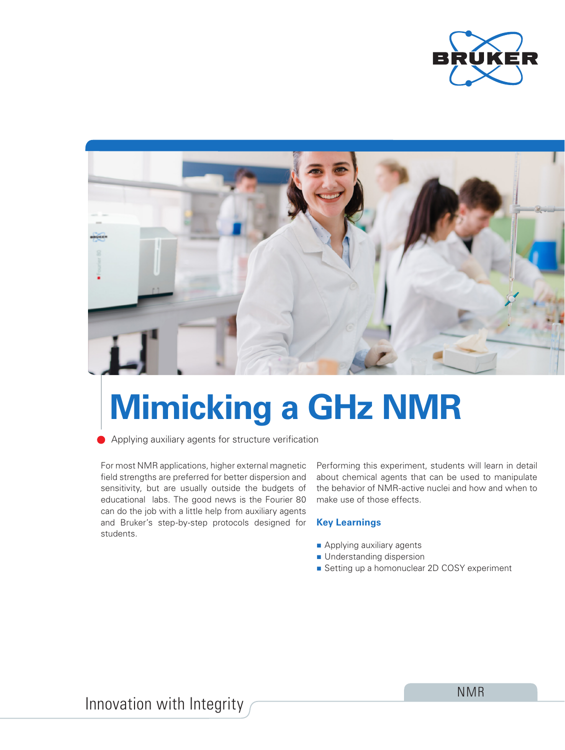# Mimicking a GHz NMR

Applying auxiliary agents for structure verification

For most NMR applications, higher external magnetic field strengths are preferred for better dispersion and sensitivity, but are usually outside the budgets of educational labs. The good news is the Fourier 80 can do the job with a little help from auxiliary agents and Bruker's step-by-step protocols designed for students.

Performing this experiment, students will learn in detail about chemical agents that can be used to manipulate the behavior of NMR-active nuclei and how and when to make use of those effects.

## Key Learnings

- Applying auxiliary agents
- Understanding dispersion
- Setting up a homonuclear 2D COSY experiment

Innovation with Integrity

NMR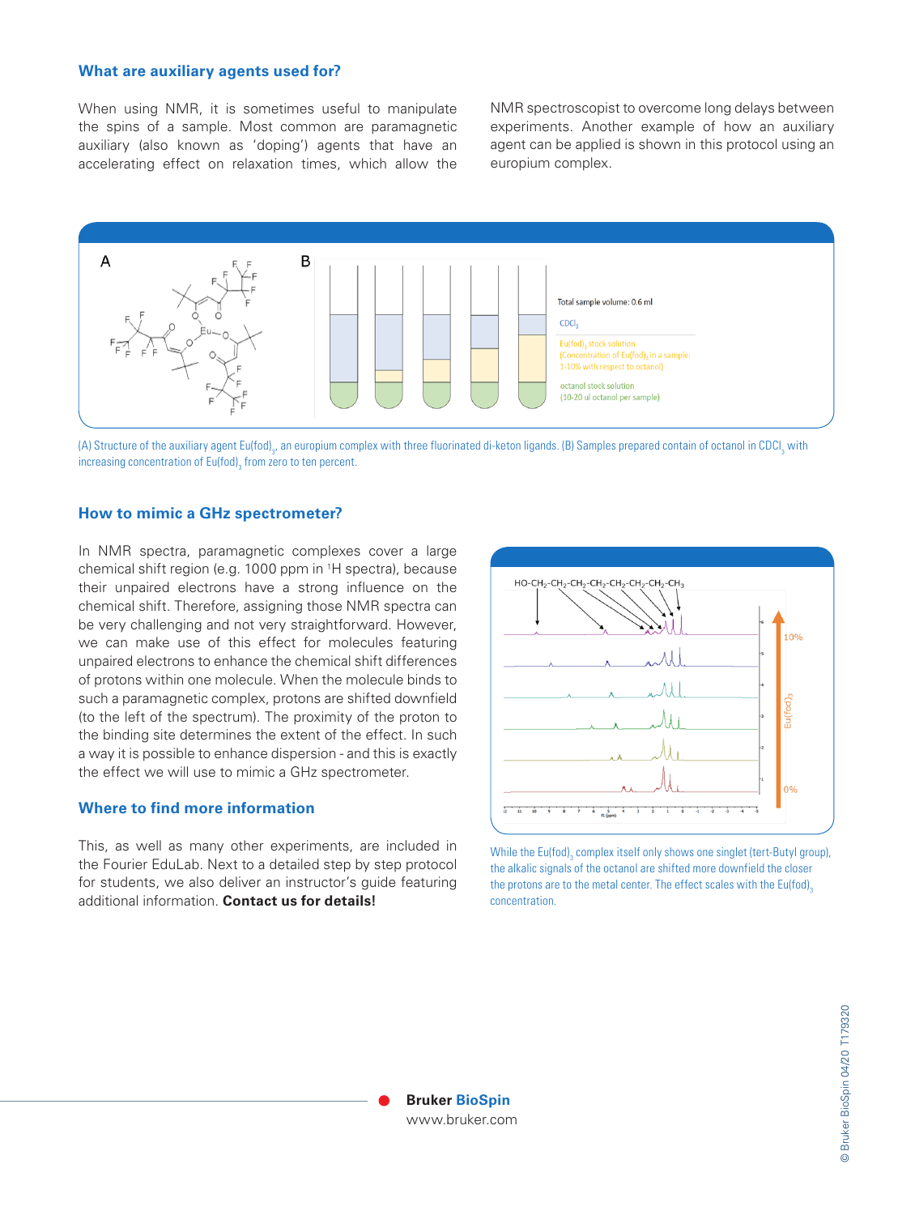## What are auxiliary agents used for?

When using NMR, it is sometimes useful to manipulate the spins of a sample. Most common are paramagnetic auxiliary (also known as 'doping') agents that have an accelerating effect on relaxation times, which allow the NMR spectroscopist to overcome long delays between experiments. Another example of how an auxiliary agent can be applied is shown in this protocol using an europium complex.

A

B

Total sample volume: 0.6 ml

$CDCl_3$

$Eu(fod)_3$ stock solution (Concentration of $Eu(fod)_3$ in a sample: 1-10% with respect to octanol)

octanol stock solution (10-20 ul octanol per sample)

(A) Structure of the auxiliary agent $Eu(fod)_3$, an europium complex with three fluorinated di-keton ligands. (B) Samples prepared contain of octanol in $CDCl_3$ with increasing concentration of $Eu(fod)_3$ from zero to ten percent.

## How to mimic a GHz spectrometer?

In NMR spectra, paramagnetic complexes cover a large chemical shift region (e.g. 1000 ppm in $^1$H spectra), because their unpaired electrons have a strong influence on the chemical shift. Therefore, assigning those NMR spectra can be very challenging and not very straightforward. However, we can make use of this effect for molecules featuring unpaired electrons to enhance the chemical shift differences of protons within one molecule. When the molecule binds to such a paramagnetic complex, protons are shifted downfield (to the left of the spectrum). The proximity of the proton to the binding site determines the extent of the effect. In such a way it is possible to enhance dispersion - and this is exactly the effect we will use to mimic a GHz spectrometer.

HO-$CH_2$-$CH_2$-$CH_2$-$CH_2$-$CH_2$-$CH_2$-$CH_2$-$CH_3$

10%

$Eu(fod)_3$

0%

f1 (ppm)

While the $Eu(fod)_3$ complex itself only shows one singlet (tert-Butyl group), the alkalic signals of the octanol are shifted more downfield the closer the protons are to the metal center. The effect scales with the $Eu(fod)_3$ concentration.

## Where to find more information

This, as well as many other experiments, are included in the Fourier EduLab. Next to a detailed step by step protocol for students, we also deliver an instructor's guide featuring additional information. **Contact us for details!**

**Bruker BioSpin**

www.bruker.com

© Bruker BioSpin 04/20 T179320